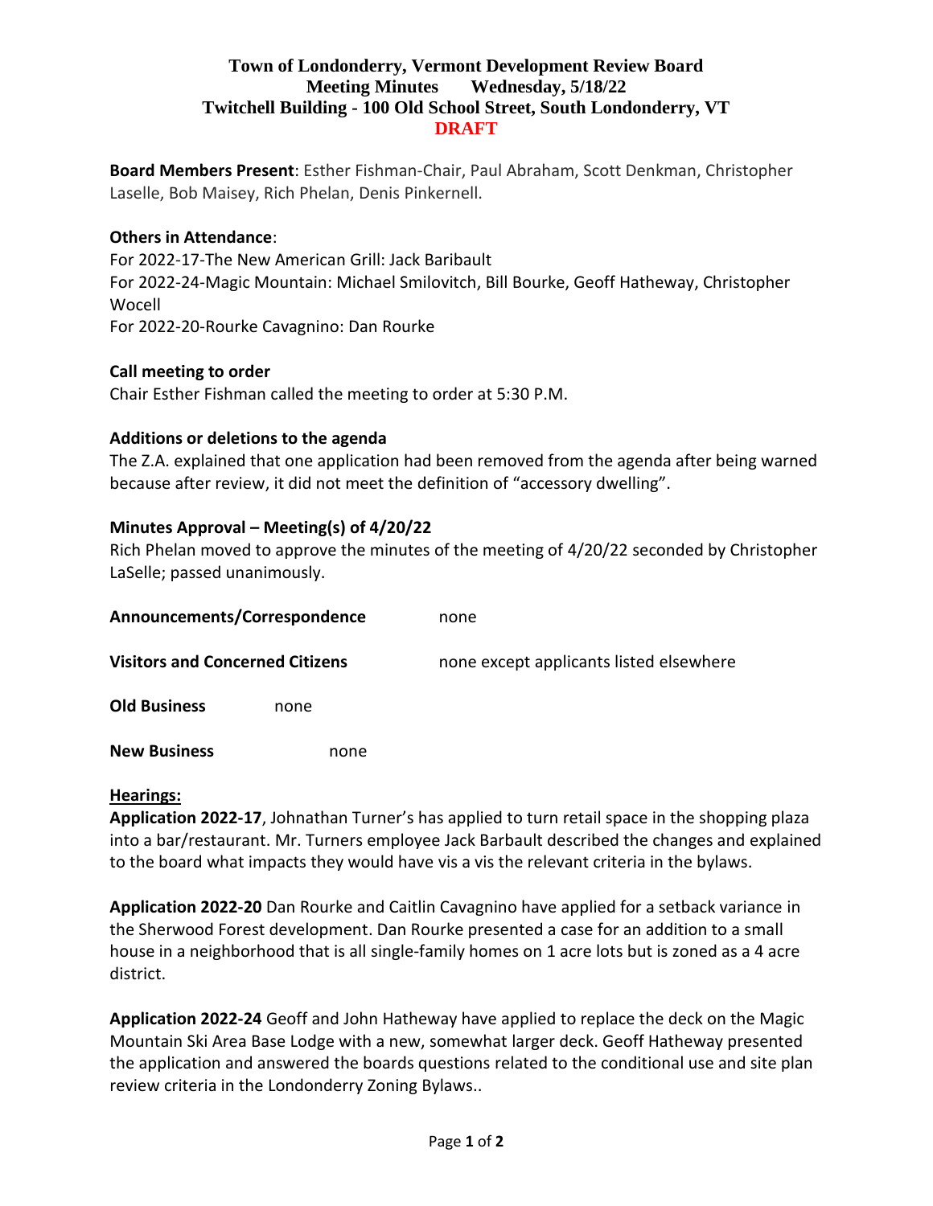# Town of Londonderry, Vermont Development Review Board
## Meeting Minutes Wednesday, 5/18/22
## Twitchell Building - 100 Old School Street, South Londonderry, VT
**DRAFT**

**Board Members Present**: Esther Fishman-Chair, Paul Abraham, Scott Denkman, Christopher Laselle, Bob Maisey, Rich Phelan, Denis Pinkernell.

**Others in Attendance**:
For 2022-17-The New American Grill: Jack Baribault
For 2022-24-Magic Mountain: Michael Smilovitch, Bill Bourke, Geoff Hatheway, Christopher Wocell
For 2022-20-Rourke Cavagnino: Dan Rourke

**Call meeting to order**
Chair Esther Fishman called the meeting to order at 5:30 P.M.

**Additions or deletions to the agenda**
The Z.A. explained that one application had been removed from the agenda after being warned because after review, it did not meet the definition of "accessory dwelling".

**Minutes Approval – Meeting(s) of 4/20/22**
Rich Phelan moved to approve the minutes of the meeting of 4/20/22 seconded by Christopher LaSelle; passed unanimously.

**Announcements/Correspondence** none

**Visitors and Concerned Citizens** none except applicants listed elsewhere

**Old Business** none

**New Business** none

**Hearings:**

**Application 2022-17**, Johnathan Turner's has applied to turn retail space in the shopping plaza into a bar/restaurant. Mr. Turners employee Jack Barbault described the changes and explained to the board what impacts they would have vis a vis the relevant criteria in the bylaws.

**Application 2022-20** Dan Rourke and Caitlin Cavagnino have applied for a setback variance in the Sherwood Forest development. Dan Rourke presented a case for an addition to a small house in a neighborhood that is all single-family homes on 1 acre lots but is zoned as a 4 acre district.

**Application 2022-24** Geoff and John Hatheway have applied to replace the deck on the Magic Mountain Ski Area Base Lodge with a new, somewhat larger deck. Geoff Hatheway presented the application and answered the boards questions related to the conditional use and site plan review criteria in the Londonderry Zoning Bylaws..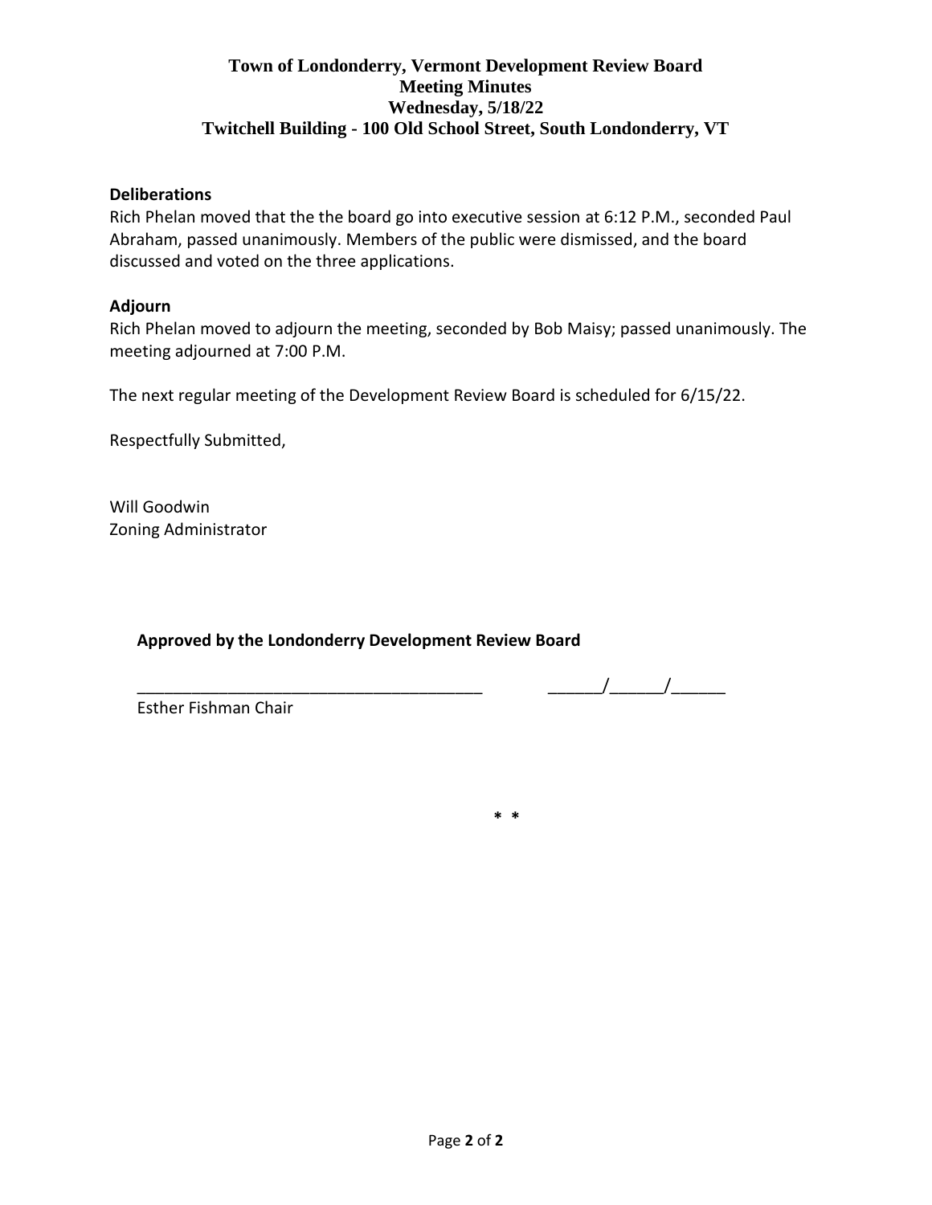**Town of Londonderry, Vermont Development Review Board**
**Meeting Minutes**
**Wednesday, 5/18/22**
**Twitchell Building - 100 Old School Street, South Londonderry, VT**

**Deliberations**

Rich Phelan moved that the the board go into executive session at 6:12 P.M., seconded Paul Abraham, passed unanimously. Members of the public were dismissed, and the board discussed and voted on the three applications.

**Adjourn**

Rich Phelan moved to adjourn the meeting, seconded by Bob Maisy; passed unanimously. The meeting adjourned at 7:00 P.M.

The next regular meeting of the Development Review Board is scheduled for 6/15/22.

Respectfully Submitted,

Will Goodwin
Zoning Administrator

**Approved by the Londonderry Development Review Board**

_______________________________________ ______/______/______

Esther Fishman Chair

* *